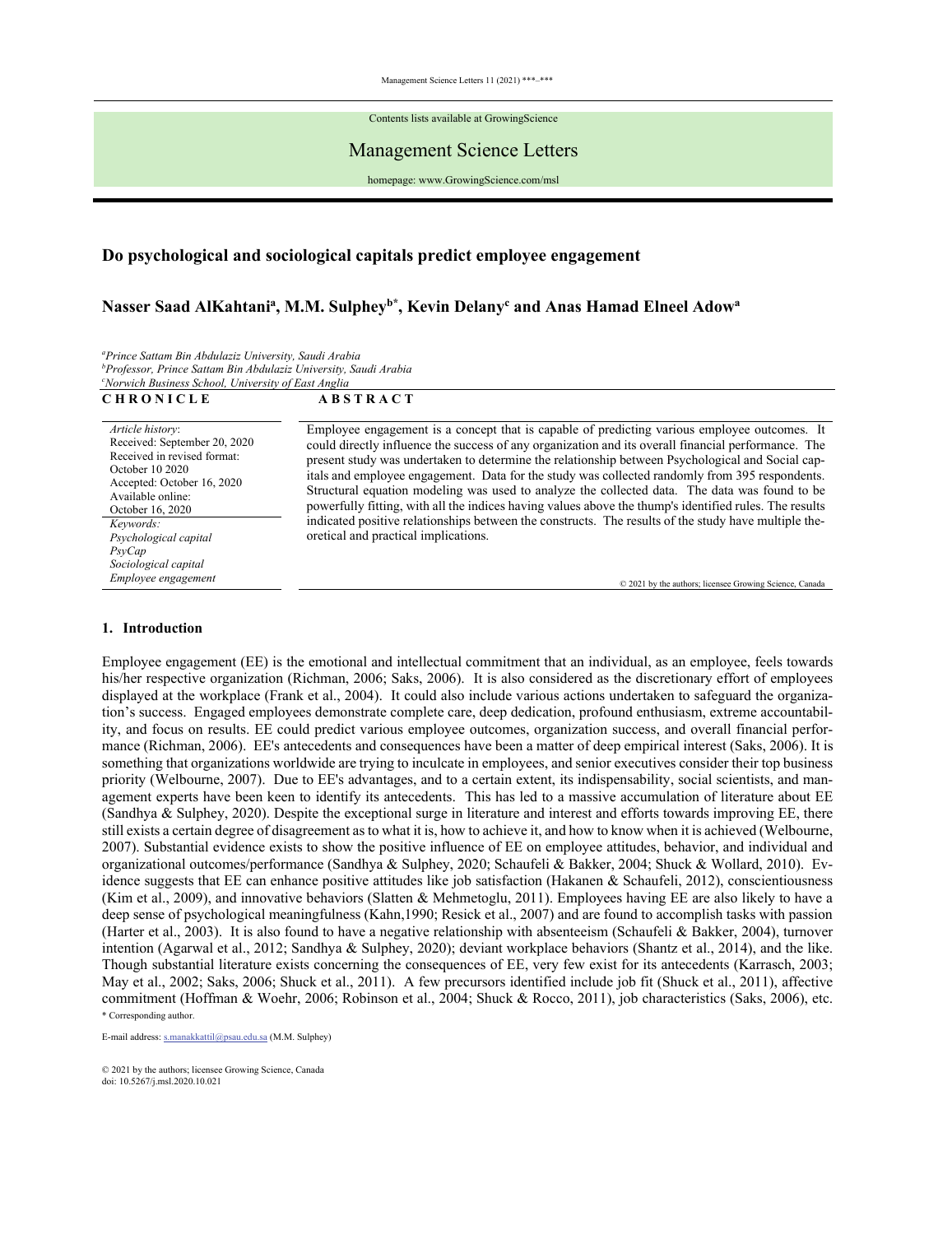Contents lists available at GrowingScience

Management Science Letters

homepage: www.GrowingScience.com/msl

# Do psychological and sociological capitals predict employee engagement

**Nasser Saad AlKahtani[a], M.M. Sulphey[b*], Kevin Delany[c] and Anas Hamad Elneel Adow[a]**

*[a]Prince Sattam Bin Abdulaziz University, Saudi Arabia*
*[b]Professor, Prince Sattam Bin Abdulaziz University, Saudi Arabia*
*[c]Norwich Business School, University of East Anglia*

| C H R O N I C L E | A B S T R A C T |
|---|---|
| *Article history*:<br>Received: September 20, 2020<br>Received in revised format: October 10 2020<br>Accepted: October 16, 2020<br>Available online: October 16, 2020<br>*Keywords:*<br>*Psychological capital*<br>*PsyCap*<br>*Sociological capital*<br>*Employee engagement* | Employee engagement is a concept that is capable of predicting various employee outcomes. It could directly influence the success of any organization and its overall financial performance. The present study was undertaken to determine the relationship between Psychological and Social capitals and employee engagement. Data for the study was collected randomly from 395 respondents. Structural equation modeling was used to analyze the collected data. The data was found to be powerfully fitting, with all the indices having values above the thump's identified rules. The results indicated positive relationships between the constructs. The results of the study have multiple theoretical and practical implications.<br><br>© 2021 by the authors; licensee Growing Science, Canada |

## 1. Introduction

Employee engagement (EE) is the emotional and intellectual commitment that an individual, as an employee, feels towards his/her respective organization (Richman, 2006; Saks, 2006). It is also considered as the discretionary effort of employees displayed at the workplace (Frank et al., 2004). It could also include various actions undertaken to safeguard the organization's success. Engaged employees demonstrate complete care, deep dedication, profound enthusiasm, extreme accountability, and focus on results. EE could predict various employee outcomes, organization success, and overall financial performance (Richman, 2006). EE's antecedents and consequences have been a matter of deep empirical interest (Saks, 2006). It is something that organizations worldwide are trying to inculcate in employees, and senior executives consider their top business priority (Welbourne, 2007). Due to EE's advantages, and to a certain extent, its indispensability, social scientists, and management experts have been keen to identify its antecedents. This has led to a massive accumulation of literature about EE (Sandhya & Sulphey, 2020). Despite the exceptional surge in literature and interest and efforts towards improving EE, there still exists a certain degree of disagreement as to what it is, how to achieve it, and how to know when it is achieved (Welbourne, 2007). Substantial evidence exists to show the positive influence of EE on employee attitudes, behavior, and individual and organizational outcomes/performance (Sandhya & Sulphey, 2020; Schaufeli & Bakker, 2004; Shuck & Wollard, 2010). Evidence suggests that EE can enhance positive attitudes like job satisfaction (Hakanen & Schaufeli, 2012), conscientiousness (Kim et al., 2009), and innovative behaviors (Slatten & Mehmetoglu, 2011). Employees having EE are also likely to have a deep sense of psychological meaningfulness (Kahn,1990; Resick et al., 2007) and are found to accomplish tasks with passion (Harter et al., 2003). It is also found to have a negative relationship with absenteeism (Schaufeli & Bakker, 2004), turnover intention (Agarwal et al., 2012; Sandhya & Sulphey, 2020); deviant workplace behaviors (Shantz et al., 2014), and the like. Though substantial literature exists concerning the consequences of EE, very few exist for its antecedents (Karrasch, 2003; May et al., 2002; Saks, 2006; Shuck et al., 2011). A few precursors identified include job fit (Shuck et al., 2011), affective commitment (Hoffman & Woehr, 2006; Robinson et al., 2004; Shuck & Rocco, 2011), job characteristics (Saks, 2006), etc.

\* Corresponding author.

E-mail address: s.manakkattil@psau.edu.sa (M.M. Sulphey)

© 2021 by the authors; licensee Growing Science, Canada
doi: 10.5267/j.msl.2020.10.021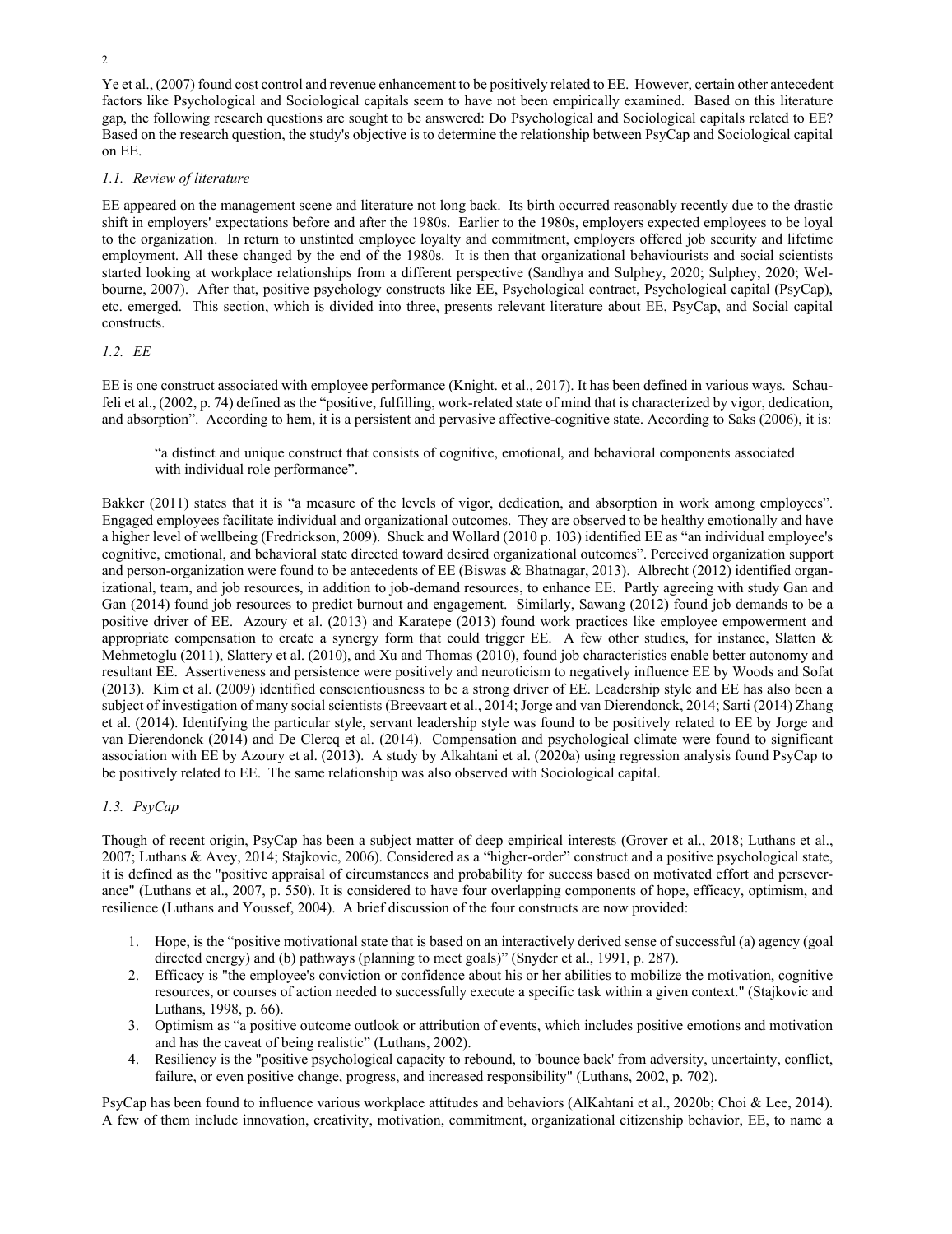Ye et al., (2007) found cost control and revenue enhancement to be positively related to EE. However, certain other antecedent factors like Psychological and Sociological capitals seem to have not been empirically examined. Based on this literature gap, the following research questions are sought to be answered: Do Psychological and Sociological capitals related to EE? Based on the research question, the study's objective is to determine the relationship between PsyCap and Sociological capital on EE.

### *1.1. Review of literature*

EE appeared on the management scene and literature not long back. Its birth occurred reasonably recently due to the drastic shift in employers' expectations before and after the 1980s. Earlier to the 1980s, employers expected employees to be loyal to the organization. In return to unstinted employee loyalty and commitment, employers offered job security and lifetime employment. All these changed by the end of the 1980s. It is then that organizational behaviourists and social scientists started looking at workplace relationships from a different perspective (Sandhya and Sulphey, 2020; Sulphey, 2020; Welbourne, 2007). After that, positive psychology constructs like EE, Psychological contract, Psychological capital (PsyCap), etc. emerged. This section, which is divided into three, presents relevant literature about EE, PsyCap, and Social capital constructs.

### *1.2. EE*

EE is one construct associated with employee performance (Knight. et al., 2017). It has been defined in various ways. Schaufeli et al., (2002, p. 74) defined as the "positive, fulfilling, work-related state of mind that is characterized by vigor, dedication, and absorption". According to hem, it is a persistent and pervasive affective-cognitive state. According to Saks (2006), it is:

> "a distinct and unique construct that consists of cognitive, emotional, and behavioral components associated with individual role performance".

Bakker (2011) states that it is "a measure of the levels of vigor, dedication, and absorption in work among employees". Engaged employees facilitate individual and organizational outcomes. They are observed to be healthy emotionally and have a higher level of wellbeing (Fredrickson, 2009). Shuck and Wollard (2010 p. 103) identified EE as "an individual employee's cognitive, emotional, and behavioral state directed toward desired organizational outcomes". Perceived organization support and person-organization were found to be antecedents of EE (Biswas & Bhatnagar, 2013). Albrecht (2012) identified organizational, team, and job resources, in addition to job-demand resources, to enhance EE. Partly agreeing with study Gan and Gan (2014) found job resources to predict burnout and engagement. Similarly, Sawang (2012) found job demands to be a positive driver of EE. Azoury et al. (2013) and Karatepe (2013) found work practices like employee empowerment and appropriate compensation to create a synergy form that could trigger EE. A few other studies, for instance, Slatten & Mehmetoglu (2011), Slattery et al. (2010), and Xu and Thomas (2010), found job characteristics enable better autonomy and resultant EE. Assertiveness and persistence were positively and neuroticism to negatively influence EE by Woods and Sofat (2013). Kim et al. (2009) identified conscientiousness to be a strong driver of EE. Leadership style and EE has also been a subject of investigation of many social scientists (Breevaart et al., 2014; Jorge and van Dierendonck, 2014; Sarti (2014) Zhang et al. (2014). Identifying the particular style, servant leadership style was found to be positively related to EE by Jorge and van Dierendonck (2014) and De Clercq et al. (2014). Compensation and psychological climate were found to significant association with EE by Azoury et al. (2013). A study by Alkahtani et al. (2020a) using regression analysis found PsyCap to be positively related to EE. The same relationship was also observed with Sociological capital.

### *1.3. PsyCap*

Though of recent origin, PsyCap has been a subject matter of deep empirical interests (Grover et al., 2018; Luthans et al., 2007; Luthans & Avey, 2014; Stajkovic, 2006). Considered as a "higher-order" construct and a positive psychological state, it is defined as the "positive appraisal of circumstances and probability for success based on motivated effort and perseverance" (Luthans et al., 2007, p. 550). It is considered to have four overlapping components of hope, efficacy, optimism, and resilience (Luthans and Youssef, 2004). A brief discussion of the four constructs are now provided:

1. Hope, is the "positive motivational state that is based on an interactively derived sense of successful (a) agency (goal directed energy) and (b) pathways (planning to meet goals)" (Snyder et al., 1991, p. 287).
2. Efficacy is "the employee's conviction or confidence about his or her abilities to mobilize the motivation, cognitive resources, or courses of action needed to successfully execute a specific task within a given context." (Stajkovic and Luthans, 1998, p. 66).
3. Optimism as "a positive outcome outlook or attribution of events, which includes positive emotions and motivation and has the caveat of being realistic" (Luthans, 2002).
4. Resiliency is the "positive psychological capacity to rebound, to 'bounce back' from adversity, uncertainty, conflict, failure, or even positive change, progress, and increased responsibility" (Luthans, 2002, p. 702).

PsyCap has been found to influence various workplace attitudes and behaviors (AlKahtani et al., 2020b; Choi & Lee, 2014). A few of them include innovation, creativity, motivation, commitment, organizational citizenship behavior, EE, to name a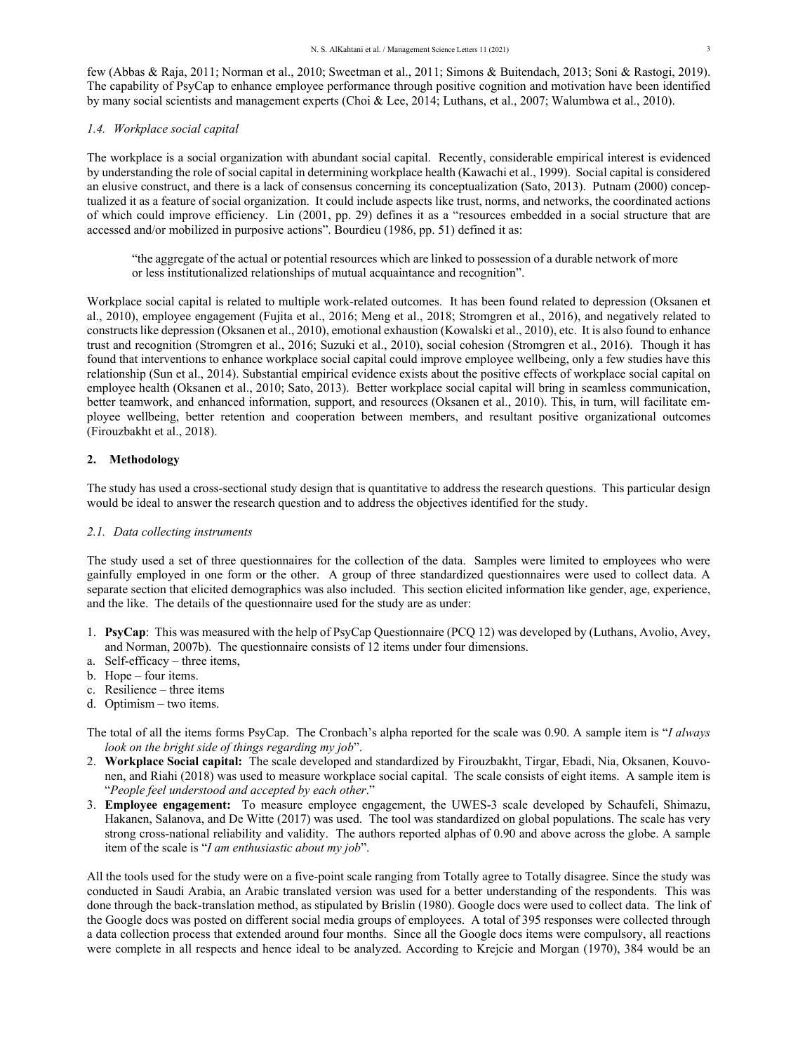few (Abbas & Raja, 2011; Norman et al., 2010; Sweetman et al., 2011; Simons & Buitendach, 2013; Soni & Rastogi, 2019). The capability of PsyCap to enhance employee performance through positive cognition and motivation have been identified by many social scientists and management experts (Choi & Lee, 2014; Luthans, et al., 2007; Walumbwa et al., 2010).

### *1.4. Workplace social capital*

The workplace is a social organization with abundant social capital. Recently, considerable empirical interest is evidenced by understanding the role of social capital in determining workplace health (Kawachi et al., 1999). Social capital is considered an elusive construct, and there is a lack of consensus concerning its conceptualization (Sato, 2013). Putnam (2000) conceptualized it as a feature of social organization. It could include aspects like trust, norms, and networks, the coordinated actions of which could improve efficiency. Lin (2001, pp. 29) defines it as a "resources embedded in a social structure that are accessed and/or mobilized in purposive actions". Bourdieu (1986, pp. 51) defined it as:

> "the aggregate of the actual or potential resources which are linked to possession of a durable network of more or less institutionalized relationships of mutual acquaintance and recognition".

Workplace social capital is related to multiple work-related outcomes. It has been found related to depression (Oksanen et al., 2010), employee engagement (Fujita et al., 2016; Meng et al., 2018; Stromgren et al., 2016), and negatively related to constructs like depression (Oksanen et al., 2010), emotional exhaustion (Kowalski et al., 2010), etc. It is also found to enhance trust and recognition (Stromgren et al., 2016; Suzuki et al., 2010), social cohesion (Stromgren et al., 2016). Though it has found that interventions to enhance workplace social capital could improve employee wellbeing, only a few studies have this relationship (Sun et al., 2014). Substantial empirical evidence exists about the positive effects of workplace social capital on employee health (Oksanen et al., 2010; Sato, 2013). Better workplace social capital will bring in seamless communication, better teamwork, and enhanced information, support, and resources (Oksanen et al., 2010). This, in turn, will facilitate employee wellbeing, better retention and cooperation between members, and resultant positive organizational outcomes (Firouzbakht et al., 2018).

## 2. Methodology

The study has used a cross-sectional study design that is quantitative to address the research questions. This particular design would be ideal to answer the research question and to address the objectives identified for the study.

### *2.1. Data collecting instruments*

The study used a set of three questionnaires for the collection of the data. Samples were limited to employees who were gainfully employed in one form or the other. A group of three standardized questionnaires were used to collect data. A separate section that elicited demographics was also included. This section elicited information like gender, age, experience, and the like. The details of the questionnaire used for the study are as under:

1. **PsyCap**: This was measured with the help of PsyCap Questionnaire (PCQ 12) was developed by (Luthans, Avolio, Avey, and Norman, 2007b). The questionnaire consists of 12 items under four dimensions.
   a. Self-efficacy – three items,
   b. Hope – four items.
   c. Resilience – three items
   d. Optimism – two items.

   The total of all the items forms PsyCap. The Cronbach's alpha reported for the scale was 0.90. A sample item is "*I always look on the bright side of things regarding my job*".
2. **Workplace Social capital:** The scale developed and standardized by Firouzbakht, Tirgar, Ebadi, Nia, Oksanen, Kouvonen, and Riahi (2018) was used to measure workplace social capital. The scale consists of eight items. A sample item is "*People feel understood and accepted by each other*."
3. **Employee engagement:** To measure employee engagement, the UWES-3 scale developed by Schaufeli, Shimazu, Hakanen, Salanova, and De Witte (2017) was used. The tool was standardized on global populations. The scale has very strong cross-national reliability and validity. The authors reported alphas of 0.90 and above across the globe. A sample item of the scale is "*I am enthusiastic about my job*".

All the tools used for the study were on a five-point scale ranging from Totally agree to Totally disagree. Since the study was conducted in Saudi Arabia, an Arabic translated version was used for a better understanding of the respondents. This was done through the back-translation method, as stipulated by Brislin (1980). Google docs were used to collect data. The link of the Google docs was posted on different social media groups of employees. A total of 395 responses were collected through a data collection process that extended around four months. Since all the Google docs items were compulsory, all reactions were complete in all respects and hence ideal to be analyzed. According to Krejcie and Morgan (1970), 384 would be an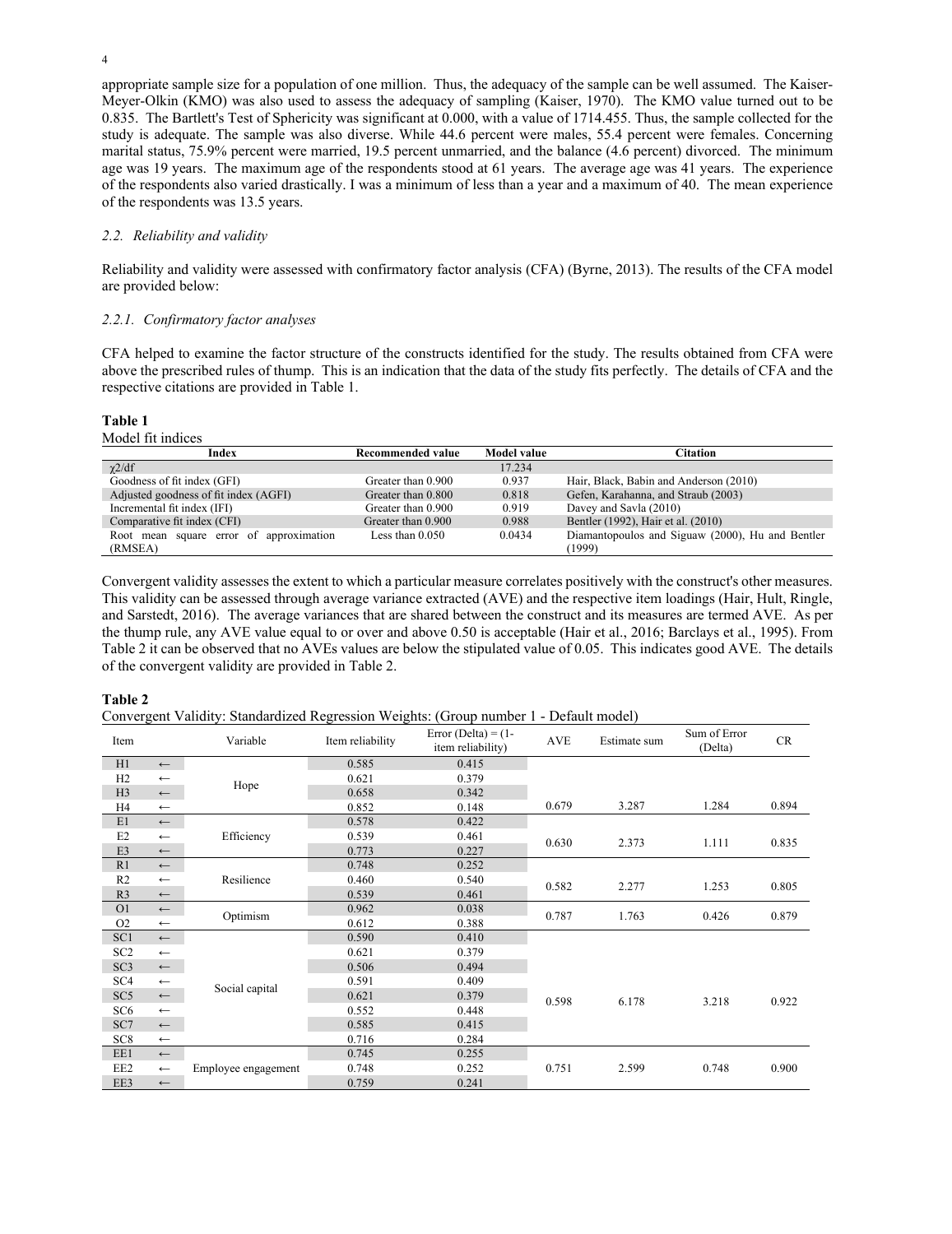appropriate sample size for a population of one million. Thus, the adequacy of the sample can be well assumed. The Kaiser-Meyer-Olkin (KMO) was also used to assess the adequacy of sampling (Kaiser, 1970). The KMO value turned out to be 0.835. The Bartlett's Test of Sphericity was significant at 0.000, with a value of 1714.455. Thus, the sample collected for the study is adequate. The sample was also diverse. While 44.6 percent were males, 55.4 percent were females. Concerning marital status, 75.9% percent were married, 19.5 percent unmarried, and the balance (4.6 percent) divorced. The minimum age was 19 years. The maximum age of the respondents stood at 61 years. The average age was 41 years. The experience of the respondents also varied drastically. I was a minimum of less than a year and a maximum of 40. The mean experience of the respondents was 13.5 years.

### *2.2. Reliability and validity*

Reliability and validity were assessed with confirmatory factor analysis (CFA) (Byrne, 2013). The results of the CFA model are provided below:

#### *2.2.1. Confirmatory factor analyses*

CFA helped to examine the factor structure of the constructs identified for the study. The results obtained from CFA were above the prescribed rules of thump. This is an indication that the data of the study fits perfectly. The details of CFA and the respective citations are provided in Table 1.

**Table 1**
Model fit indices

| Index | Recommended value | Model value | Citation |
|---|---|---|---|
| $\chi 2/df$ | | 17.234 | |
| Goodness of fit index (GFI) | Greater than 0.900 | 0.937 | Hair, Black, Babin and Anderson (2010) |
| Adjusted goodness of fit index (AGFI) | Greater than 0.800 | 0.818 | Gefen, Karahanna, and Straub (2003) |
| Incremental fit index (IFI) | Greater than 0.900 | 0.919 | Davey and Savla (2010) |
| Comparative fit index (CFI) | Greater than 0.900 | 0.988 | Bentler (1992), Hair et al. (2010) |
| Root mean square error of approximation (RMSEA) | Less than 0.050 | 0.0434 | Diamantopoulos and Siguaw (2000), Hu and Bentler (1999) |

Convergent validity assesses the extent to which a particular measure correlates positively with the construct's other measures. This validity can be assessed through average variance extracted (AVE) and the respective item loadings (Hair, Hult, Ringle, and Sarstedt, 2016). The average variances that are shared between the construct and its measures are termed AVE. As per the thump rule, any AVE value equal to or over and above 0.50 is acceptable (Hair et al., 2016; Barclays et al., 1995). From Table 2 it can be observed that no AVEs values are below the stipulated value of 0.05. This indicates good AVE. The details of the convergent validity are provided in Table 2.

**Table 2**
Convergent Validity: Standardized Regression Weights: (Group number 1 - Default model)

| Item | | Variable | Item reliability | Error (Delta) = (1-item reliability) | AVE | Estimate sum | Sum of Error (Delta) | CR |
|---|---|---|---|---|---|---|---|---|
| H1 | ← | Hope | 0.585 | 0.415 | 0.679 | 3.287 | 1.284 | 0.894 |
| H2 | ← | | 0.621 | 0.379 | | | | |
| H3 | ← | | 0.658 | 0.342 | | | | |
| H4 | ← | | 0.852 | 0.148 | | | | |
| E1 | ← | Efficiency | 0.578 | 0.422 | 0.630 | 2.373 | 1.111 | 0.835 |
| E2 | ← | | 0.539 | 0.461 | | | | |
| E3 | ← | | 0.773 | 0.227 | | | | |
| R1 | ← | Resilience | 0.748 | 0.252 | 0.582 | 2.277 | 1.253 | 0.805 |
| R2 | ← | | 0.460 | 0.540 | | | | |
| R3 | ← | | 0.539 | 0.461 | | | | |
| O1 | ← | Optimism | 0.962 | 0.038 | 0.787 | 1.763 | 0.426 | 0.879 |
| O2 | ← | | 0.612 | 0.388 | | | | |
| SC1 | ← | Social capital | 0.590 | 0.410 | 0.598 | 6.178 | 3.218 | 0.922 |
| SC2 | ← | | 0.621 | 0.379 | | | | |
| SC3 | ← | | 0.506 | 0.494 | | | | |
| SC4 | ← | | 0.591 | 0.409 | | | | |
| SC5 | ← | | 0.621 | 0.379 | | | | |
| SC6 | ← | | 0.552 | 0.448 | | | | |
| SC7 | ← | | 0.585 | 0.415 | | | | |
| SC8 | ← | | 0.716 | 0.284 | | | | |
| EE1 | ← | Employee engagement | 0.745 | 0.255 | 0.751 | 2.599 | 0.748 | 0.900 |
| EE2 | ← | | 0.748 | 0.252 | | | | |
| EE3 | ← | | 0.759 | 0.241 | | | | |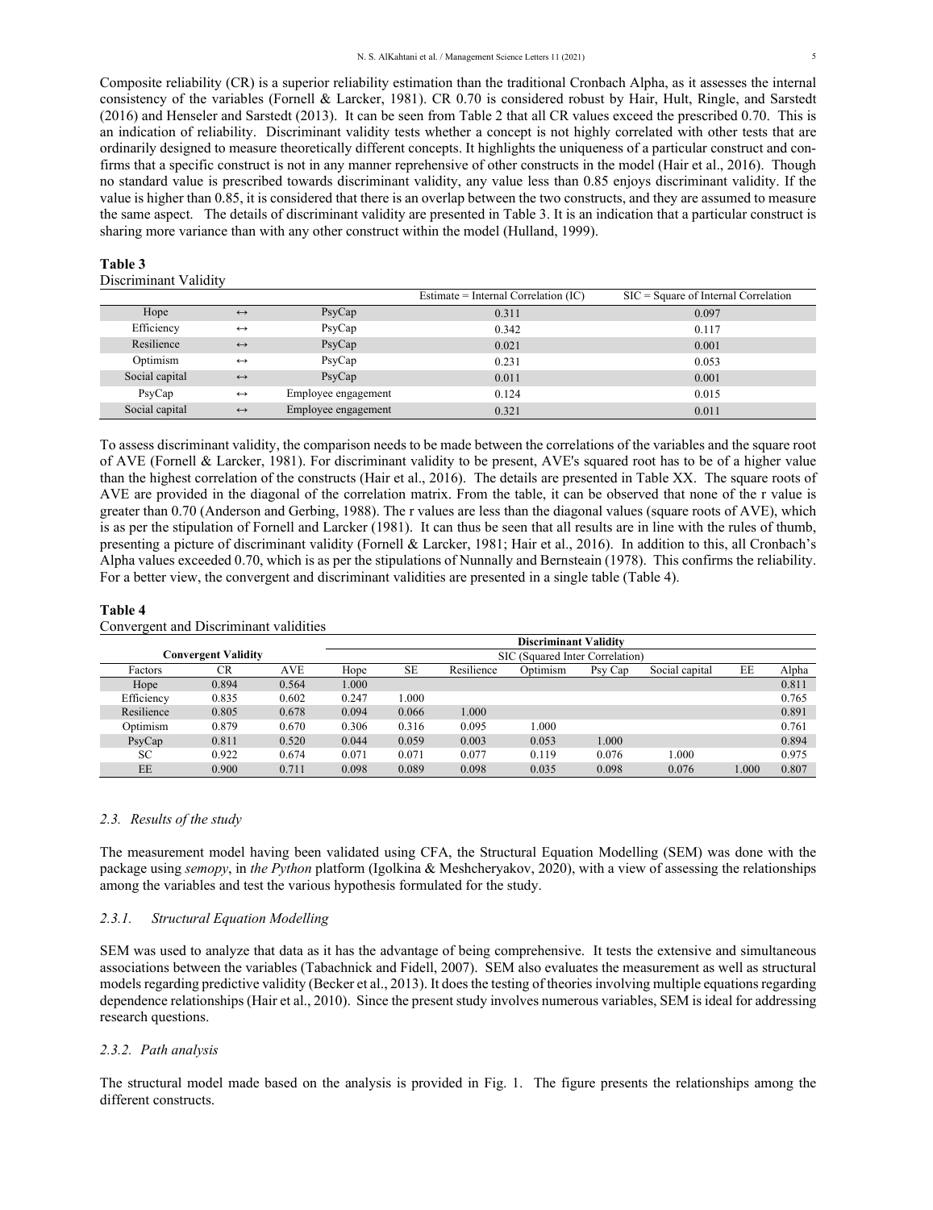Composite reliability (CR) is a superior reliability estimation than the traditional Cronbach Alpha, as it assesses the internal consistency of the variables (Fornell & Larcker, 1981). CR 0.70 is considered robust by Hair, Hult, Ringle, and Sarstedt (2016) and Henseler and Sarstedt (2013). It can be seen from Table 2 that all CR values exceed the prescribed 0.70. This is an indication of reliability. Discriminant validity tests whether a concept is not highly correlated with other tests that are ordinarily designed to measure theoretically different concepts. It highlights the uniqueness of a particular construct and confirms that a specific construct is not in any manner reprehensive of other constructs in the model (Hair et al., 2016). Though no standard value is prescribed towards discriminant validity, any value less than 0.85 enjoys discriminant validity. If the value is higher than 0.85, it is considered that there is an overlap between the two constructs, and they are assumed to measure the same aspect. The details of discriminant validity are presented in Table 3. It is an indication that a particular construct is sharing more variance than with any other construct within the model (Hulland, 1999).

**Table 3**
Discriminant Validity

| | | | Estimate = Internal Correlation (IC) | SIC = Square of Internal Correlation |
|---|---|---|---|---|
| Hope | ↔ | PsyCap | 0.311 | 0.097 |
| Efficiency | ↔ | PsyCap | 0.342 | 0.117 |
| Resilience | ↔ | PsyCap | 0.021 | 0.001 |
| Optimism | ↔ | PsyCap | 0.231 | 0.053 |
| Social capital | ↔ | PsyCap | 0.011 | 0.001 |
| PsyCap | ↔ | Employee engagement | 0.124 | 0.015 |
| Social capital | ↔ | Employee engagement | 0.321 | 0.011 |

To assess discriminant validity, the comparison needs to be made between the correlations of the variables and the square root of AVE (Fornell & Larcker, 1981). For discriminant validity to be present, AVE's squared root has to be of a higher value than the highest correlation of the constructs (Hair et al., 2016). The details are presented in Table XX. The square roots of AVE are provided in the diagonal of the correlation matrix. From the table, it can be observed that none of the r value is greater than 0.70 (Anderson and Gerbing, 1988). The r values are less than the diagonal values (square roots of AVE), which is as per the stipulation of Fornell and Larcker (1981). It can thus be seen that all results are in line with the rules of thumb, presenting a picture of discriminant validity (Fornell & Larcker, 1981; Hair et al., 2016). In addition to this, all Cronbach's Alpha values exceeded 0.70, which is as per the stipulations of Nunnally and Bernsteain (1978). This confirms the reliability. For a better view, the convergent and discriminant validities are presented in a single table (Table 4).

**Table 4**
Convergent and Discriminant validities

| Convergent Validity | | | Discriminant Validity | | | | | | | | |
|---|---|---|---|---|---|---|---|---|---|---|---|
| | | | SIC (Squared Inter Correlation) | | | | | | | | |
| Factors | CR | AVE | Hope | SE | Resilience | Optimism | Psy Cap | Social capital | EE | Alpha |
| Hope | 0.894 | 0.564 | 1.000 | | | | | | | 0.811 |
| Efficiency | 0.835 | 0.602 | 0.247 | 1.000 | | | | | | 0.765 |
| Resilience | 0.805 | 0.678 | 0.094 | 0.066 | 1.000 | | | | | 0.891 |
| Optimism | 0.879 | 0.670 | 0.306 | 0.316 | 0.095 | 1.000 | | | | 0.761 |
| PsyCap | 0.811 | 0.520 | 0.044 | 0.059 | 0.003 | 0.053 | 1.000 | | | 0.894 |
| SC | 0.922 | 0.674 | 0.071 | 0.071 | 0.077 | 0.119 | 0.076 | 1.000 | | 0.975 |
| EE | 0.900 | 0.711 | 0.098 | 0.089 | 0.098 | 0.035 | 0.098 | 0.076 | 1.000 | 0.807 |

### *2.3. Results of the study*

The measurement model having been validated using CFA, the Structural Equation Modelling (SEM) was done with the package using *semopy*, in *the Python* platform (Igolkina & Meshcheryakov, 2020), with a view of assessing the relationships among the variables and test the various hypothesis formulated for the study.

#### *2.3.1. Structural Equation Modelling*

SEM was used to analyze that data as it has the advantage of being comprehensive. It tests the extensive and simultaneous associations between the variables (Tabachnick and Fidell, 2007). SEM also evaluates the measurement as well as structural models regarding predictive validity (Becker et al., 2013). It does the testing of theories involving multiple equations regarding dependence relationships (Hair et al., 2010). Since the present study involves numerous variables, SEM is ideal for addressing research questions.

#### *2.3.2. Path analysis*

The structural model made based on the analysis is provided in Fig. 1. The figure presents the relationships among the different constructs.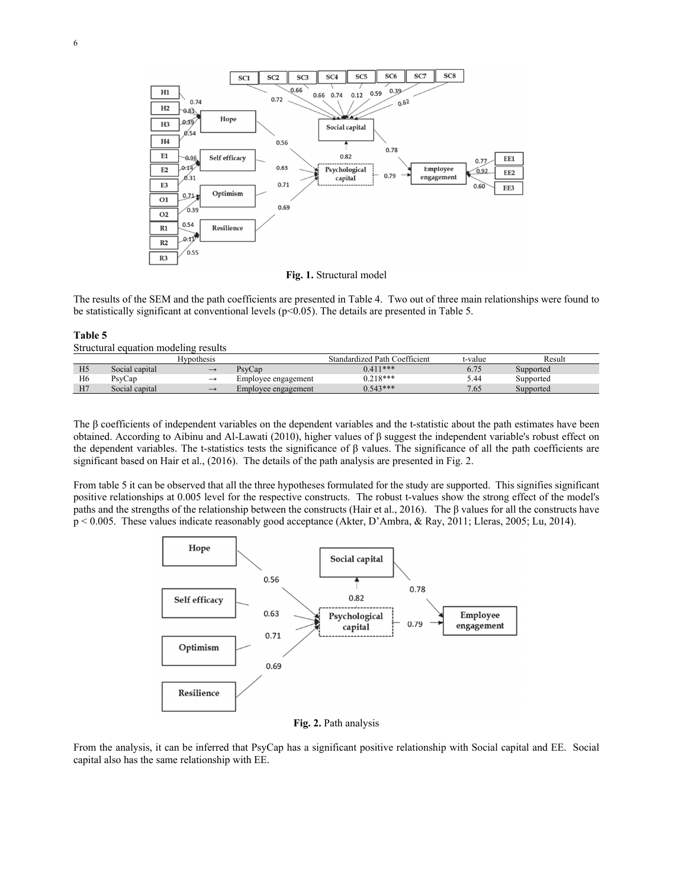**Fig. 1.** Structural model

The results of the SEM and the path coefficients are presented in Table 4. Two out of three main relationships were found to be statistically significant at conventional levels ($p<0.05$). The details are presented in Table 5.

**Table 5**

Structural equation modeling results

| Hypothesis | | | | Standardized Path Coefficient | t-value | Result |
|---|---|---|---|---|---|---|
| H5 | Social capital | → | PsyCap | 0.411*** | 6.75 | Supported |
| H6 | PsyCap | → | Employee engagement | 0.218*** | 5.44 | Supported |
| H7 | Social capital | → | Employee engagement | 0.543*** | 7.65 | Supported |

The β coefficients of independent variables on the dependent variables and the t-statistic about the path estimates have been obtained. According to Aibinu and Al-Lawati (2010), higher values of β suggest the independent variable's robust effect on the dependent variables. The t-statistics tests the significance of β values. The significance of all the path coefficients are significant based on Hair et al., (2016). The details of the path analysis are presented in Fig. 2.

From table 5 it can be observed that all the three hypotheses formulated for the study are supported. This signifies significant positive relationships at 0.005 level for the respective constructs. The robust t-values show the strong effect of the model's paths and the strengths of the relationship between the constructs (Hair et al., 2016). The β values for all the constructs have $p < 0.005$. These values indicate reasonably good acceptance (Akter, D'Ambra, & Ray, 2011; Lleras, 2005; Lu, 2014).

**Fig. 2.** Path analysis

From the analysis, it can be inferred that PsyCap has a significant positive relationship with Social capital and EE. Social capital also has the same relationship with EE.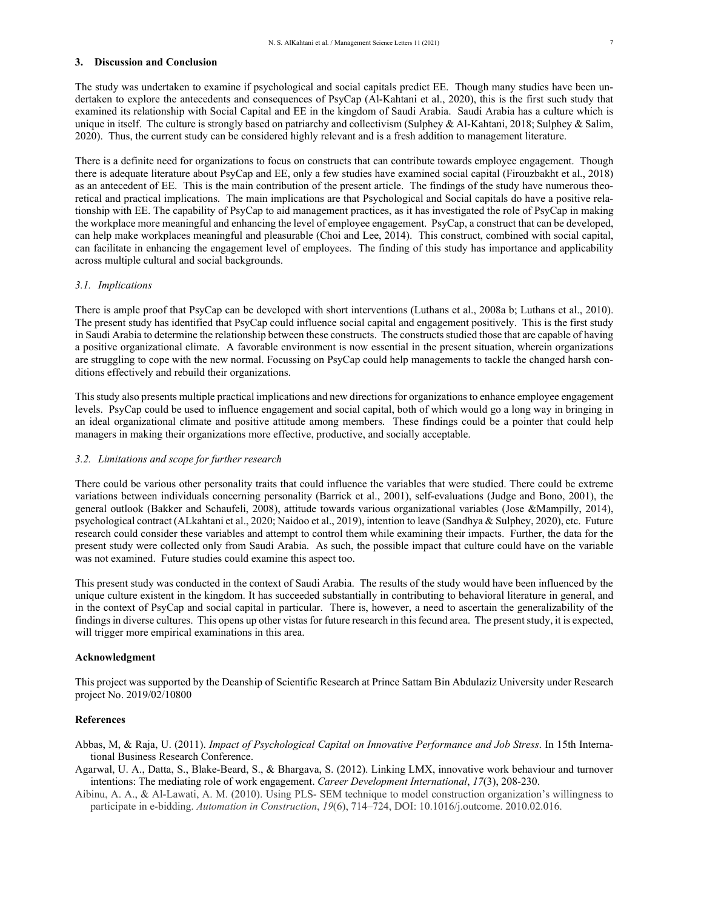## 3. Discussion and Conclusion

The study was undertaken to examine if psychological and social capitals predict EE. Though many studies have been undertaken to explore the antecedents and consequences of PsyCap (Al-Kahtani et al., 2020), this is the first such study that examined its relationship with Social Capital and EE in the kingdom of Saudi Arabia. Saudi Arabia has a culture which is unique in itself. The culture is strongly based on patriarchy and collectivism (Sulphey & Al-Kahtani, 2018; Sulphey & Salim, 2020). Thus, the current study can be considered highly relevant and is a fresh addition to management literature.

There is a definite need for organizations to focus on constructs that can contribute towards employee engagement. Though there is adequate literature about PsyCap and EE, only a few studies have examined social capital (Firouzbakht et al., 2018) as an antecedent of EE. This is the main contribution of the present article. The findings of the study have numerous theoretical and practical implications. The main implications are that Psychological and Social capitals do have a positive relationship with EE. The capability of PsyCap to aid management practices, as it has investigated the role of PsyCap in making the workplace more meaningful and enhancing the level of employee engagement. PsyCap, a construct that can be developed, can help make workplaces meaningful and pleasurable (Choi and Lee, 2014). This construct, combined with social capital, can facilitate in enhancing the engagement level of employees. The finding of this study has importance and applicability across multiple cultural and social backgrounds.

### *3.1. Implications*

There is ample proof that PsyCap can be developed with short interventions (Luthans et al., 2008a b; Luthans et al., 2010). The present study has identified that PsyCap could influence social capital and engagement positively. This is the first study in Saudi Arabia to determine the relationship between these constructs. The constructs studied those that are capable of having a positive organizational climate. A favorable environment is now essential in the present situation, wherein organizations are struggling to cope with the new normal. Focussing on PsyCap could help managements to tackle the changed harsh conditions effectively and rebuild their organizations.

This study also presents multiple practical implications and new directions for organizations to enhance employee engagement levels. PsyCap could be used to influence engagement and social capital, both of which would go a long way in bringing in an ideal organizational climate and positive attitude among members. These findings could be a pointer that could help managers in making their organizations more effective, productive, and socially acceptable.

### *3.2. Limitations and scope for further research*

There could be various other personality traits that could influence the variables that were studied. There could be extreme variations between individuals concerning personality (Barrick et al., 2001), self-evaluations (Judge and Bono, 2001), the general outlook (Bakker and Schaufeli, 2008), attitude towards various organizational variables (Jose &Mampilly, 2014), psychological contract (ALkahtani et al., 2020; Naidoo et al., 2019), intention to leave (Sandhya & Sulphey, 2020), etc. Future research could consider these variables and attempt to control them while examining their impacts. Further, the data for the present study were collected only from Saudi Arabia. As such, the possible impact that culture could have on the variable was not examined. Future studies could examine this aspect too.

This present study was conducted in the context of Saudi Arabia. The results of the study would have been influenced by the unique culture existent in the kingdom. It has succeeded substantially in contributing to behavioral literature in general, and in the context of PsyCap and social capital in particular. There is, however, a need to ascertain the generalizability of the findings in diverse cultures. This opens up other vistas for future research in this fecund area. The present study, it is expected, will trigger more empirical examinations in this area.

## Acknowledgment

This project was supported by the Deanship of Scientific Research at Prince Sattam Bin Abdulaziz University under Research project No. 2019/02/10800

## References

Abbas, M, & Raja, U. (2011). *Impact of Psychological Capital on Innovative Performance and Job Stress*. In 15th International Business Research Conference.

Agarwal, U. A., Datta, S., Blake-Beard, S., & Bhargava, S. (2012). Linking LMX, innovative work behaviour and turnover intentions: The mediating role of work engagement. *Career Development International*, *17*(3), 208-230.

Aibinu, A. A., & Al-Lawati, A. M. (2010). Using PLS- SEM technique to model construction organization's willingness to participate in e-bidding. *Automation in Construction*, *19*(6), 714–724, DOI: 10.1016/j.outcome. 2010.02.016.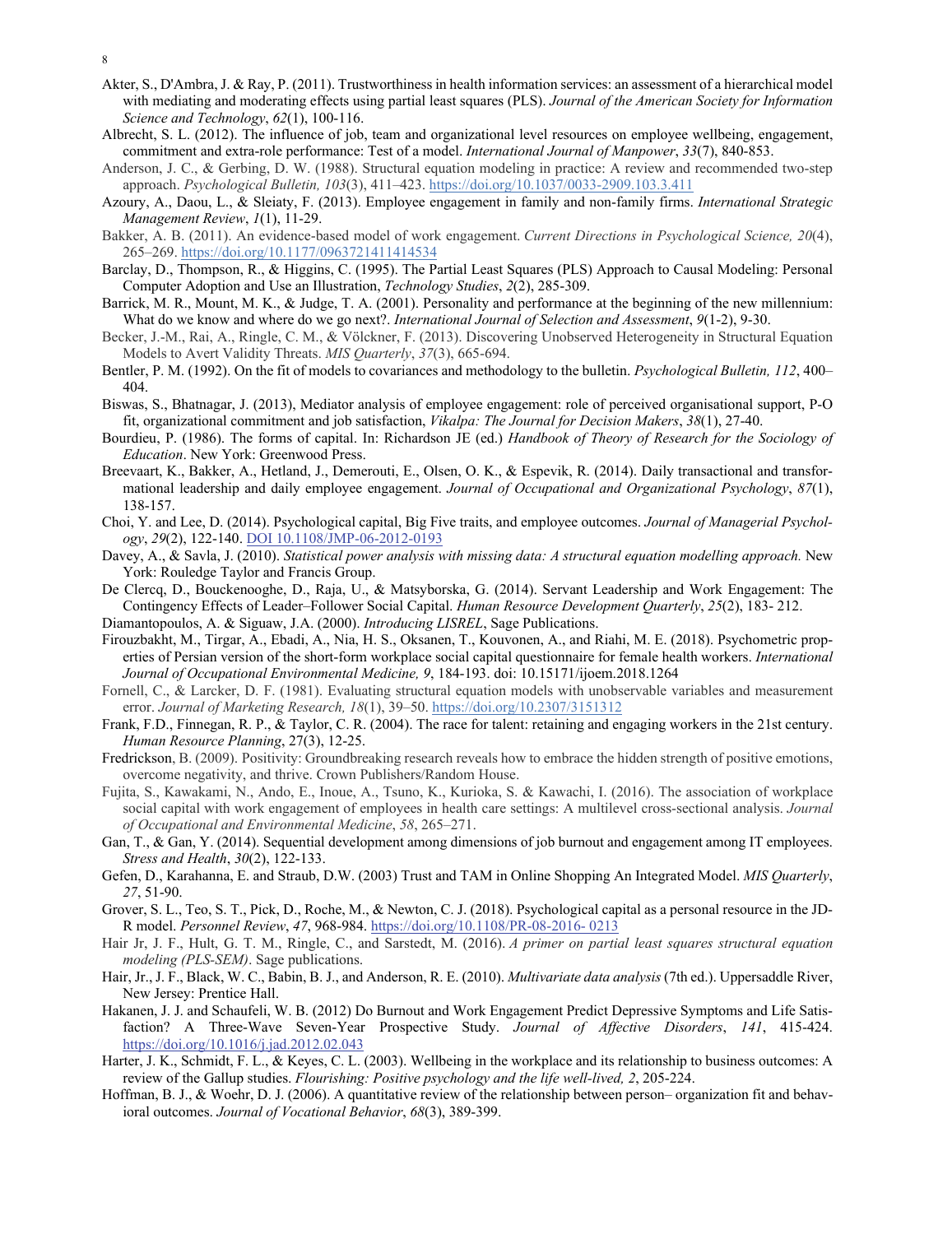Akter, S., D'Ambra, J. & Ray, P. (2011). Trustworthiness in health information services: an assessment of a hierarchical model with mediating and moderating effects using partial least squares (PLS). *Journal of the American Society for Information Science and Technology*, *62*(1), 100-116.

Albrecht, S. L. (2012). The influence of job, team and organizational level resources on employee wellbeing, engagement, commitment and extra-role performance: Test of a model. *International Journal of Manpower*, *33*(7), 840-853.

Anderson, J. C., & Gerbing, D. W. (1988). Structural equation modeling in practice: A review and recommended two-step approach. *Psychological Bulletin, 103*(3), 411–423. https://doi.org/10.1037/0033-2909.103.3.411

Azoury, A., Daou, L., & Sleiaty, F. (2013). Employee engagement in family and non-family firms. *International Strategic Management Review*, *1*(1), 11-29.

Bakker, A. B. (2011). An evidence-based model of work engagement. *Current Directions in Psychological Science, 20*(4), 265–269. https://doi.org/10.1177/0963721411414534

Barclay, D., Thompson, R., & Higgins, C. (1995). The Partial Least Squares (PLS) Approach to Causal Modeling: Personal Computer Adoption and Use an Illustration, *Technology Studies*, *2*(2), 285-309.

Barrick, M. R., Mount, M. K., & Judge, T. A. (2001). Personality and performance at the beginning of the new millennium: What do we know and where do we go next?. *International Journal of Selection and Assessment*, *9*(1-2), 9-30.

Becker, J.-M., Rai, A., Ringle, C. M., & Völckner, F. (2013). Discovering Unobserved Heterogeneity in Structural Equation Models to Avert Validity Threats. *MIS Quarterly*, *37*(3), 665-694.

Bentler, P. M. (1992). On the fit of models to covariances and methodology to the bulletin. *Psychological Bulletin, 112*, 400–404.

Biswas, S., Bhatnagar, J. (2013), Mediator analysis of employee engagement: role of perceived organisational support, P-O fit, organizational commitment and job satisfaction, *Vikalpa: The Journal for Decision Makers*, *38*(1), 27-40.

Bourdieu, P. (1986). The forms of capital. In: Richardson JE (ed.) *Handbook of Theory of Research for the Sociology of Education*. New York: Greenwood Press.

Breevaart, K., Bakker, A., Hetland, J., Demerouti, E., Olsen, O. K., & Espevik, R. (2014). Daily transactional and transformational leadership and daily employee engagement. *Journal of Occupational and Organizational Psychology*, *87*(1), 138-157.

Choi, Y. and Lee, D. (2014). Psychological capital, Big Five traits, and employee outcomes. *Journal of Managerial Psychology*, *29*(2), 122-140. DOI 10.1108/JMP-06-2012-0193

Davey, A., & Savla, J. (2010). *Statistical power analysis with missing data: A structural equation modelling approach.* New York: Rouledge Taylor and Francis Group.

De Clercq, D., Bouckenooghe, D., Raja, U., & Matsyborska, G. (2014). Servant Leadership and Work Engagement: The Contingency Effects of Leader–Follower Social Capital. *Human Resource Development Quarterly*, *25*(2), 183- 212.

Diamantopoulos, A. & Siguaw, J.A. (2000). *Introducing LISREL*, Sage Publications.

Firouzbakht, M., Tirgar, A., Ebadi, A., Nia, H. S., Oksanen, T., Kouvonen, A., and Riahi, M. E. (2018). Psychometric properties of Persian version of the short-form workplace social capital questionnaire for female health workers. *International Journal of Occupational Environmental Medicine, 9*, 184-193. doi: 10.15171/ijoem.2018.1264

Fornell, C., & Larcker, D. F. (1981). Evaluating structural equation models with unobservable variables and measurement error. *Journal of Marketing Research, 18*(1), 39–50. https://doi.org/10.2307/3151312

Frank, F.D., Finnegan, R. P., & Taylor, C. R. (2004). The race for talent: retaining and engaging workers in the 21st century. *Human Resource Planning*, 27(3), 12-25.

Fredrickson, B. (2009). Positivity: Groundbreaking research reveals how to embrace the hidden strength of positive emotions, overcome negativity, and thrive. Crown Publishers/Random House.

Fujita, S., Kawakami, N., Ando, E., Inoue, A., Tsuno, K., Kurioka, S. & Kawachi, I. (2016). The association of workplace social capital with work engagement of employees in health care settings: A multilevel cross-sectional analysis. *Journal of Occupational and Environmental Medicine*, *58*, 265–271.

Gan, T., & Gan, Y. (2014). Sequential development among dimensions of job burnout and engagement among IT employees. *Stress and Health*, *30*(2), 122-133.

Gefen, D., Karahanna, E. and Straub, D.W. (2003) Trust and TAM in Online Shopping An Integrated Model. *MIS Quarterly*, *27*, 51-90.

Grover, S. L., Teo, S. T., Pick, D., Roche, M., & Newton, C. J. (2018). Psychological capital as a personal resource in the JD-R model. *Personnel Review*, *47*, 968-984. https://doi.org/10.1108/PR-08-2016- 0213

Hair Jr, J. F., Hult, G. T. M., Ringle, C., and Sarstedt, M. (2016). *A primer on partial least squares structural equation modeling (PLS-SEM)*. Sage publications.

Hair, Jr., J. F., Black, W. C., Babin, B. J., and Anderson, R. E. (2010). *Multivariate data analysis* (7th ed.). Uppersaddle River, New Jersey: Prentice Hall.

Hakanen, J. J. and Schaufeli, W. B. (2012) Do Burnout and Work Engagement Predict Depressive Symptoms and Life Satisfaction? A Three-Wave Seven-Year Prospective Study. *Journal of Affective Disorders*, *141*, 415-424. https://doi.org/10.1016/j.jad.2012.02.043

Harter, J. K., Schmidt, F. L., & Keyes, C. L. (2003). Wellbeing in the workplace and its relationship to business outcomes: A review of the Gallup studies. *Flourishing: Positive psychology and the life well-lived, 2*, 205-224.

Hoffman, B. J., & Woehr, D. J. (2006). A quantitative review of the relationship between person– organization fit and behavioral outcomes. *Journal of Vocational Behavior*, *68*(3), 389-399.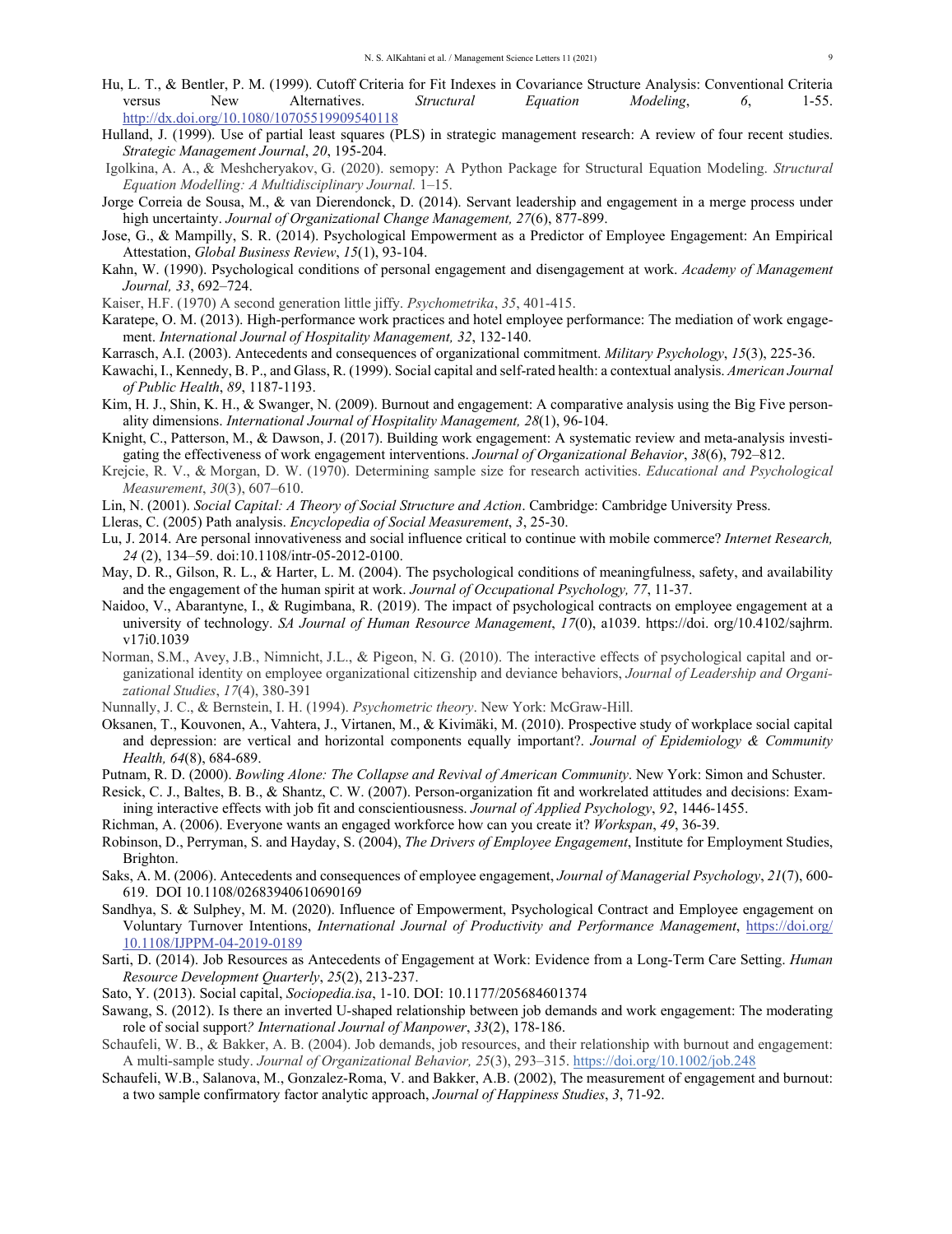Hu, L. T., & Bentler, P. M. (1999). Cutoff Criteria for Fit Indexes in Covariance Structure Analysis: Conventional Criteria versus New Alternatives. *Structural Equation Modeling*, *6*, 1-55. http://dx.doi.org/10.1080/10705519909540118

Hulland, J. (1999). Use of partial least squares (PLS) in strategic management research: A review of four recent studies. *Strategic Management Journal*, *20*, 195-204.

Igolkina, A. A., & Meshcheryakov, G. (2020). semopy: A Python Package for Structural Equation Modeling. *Structural Equation Modelling: A Multidisciplinary Journal.* 1–15.

Jorge Correia de Sousa, M., & van Dierendonck, D. (2014). Servant leadership and engagement in a merge process under high uncertainty. *Journal of Organizational Change Management, 27*(6), 877-899.

Jose, G., & Mampilly, S. R. (2014). Psychological Empowerment as a Predictor of Employee Engagement: An Empirical Attestation, *Global Business Review*, *15*(1), 93-104.

Kahn, W. (1990). Psychological conditions of personal engagement and disengagement at work. *Academy of Management Journal, 33*, 692–724.

Kaiser, H.F. (1970) A second generation little jiffy. *Psychometrika*, *35*, 401-415.

Karatepe, O. M. (2013). High-performance work practices and hotel employee performance: The mediation of work engagement. *International Journal of Hospitality Management, 32*, 132-140.

Karrasch, A.I. (2003). Antecedents and consequences of organizational commitment. *Military Psychology*, *15*(3), 225-36.

Kawachi, I., Kennedy, B. P., and Glass, R. (1999). Social capital and self-rated health: a contextual analysis. *American Journal of Public Health*, *89*, 1187-1193.

Kim, H. J., Shin, K. H., & Swanger, N. (2009). Burnout and engagement: A comparative analysis using the Big Five personality dimensions. *International Journal of Hospitality Management, 28*(1), 96-104.

Knight, C., Patterson, M., & Dawson, J. (2017). Building work engagement: A systematic review and meta-analysis investigating the effectiveness of work engagement interventions. *Journal of Organizational Behavior*, *38*(6), 792–812.

Krejcie, R. V., & Morgan, D. W. (1970). Determining sample size for research activities. *Educational and Psychological Measurement*, *30*(3), 607–610.

Lin, N. (2001). *Social Capital: A Theory of Social Structure and Action*. Cambridge: Cambridge University Press.

Lleras, C. (2005) Path analysis. *Encyclopedia of Social Measurement*, *3*, 25-30.

Lu, J. 2014. Are personal innovativeness and social influence critical to continue with mobile commerce? *Internet Research, 24* (2), 134–59. doi:10.1108/intr-05-2012-0100.

May, D. R., Gilson, R. L., & Harter, L. M. (2004). The psychological conditions of meaningfulness, safety, and availability and the engagement of the human spirit at work. *Journal of Occupational Psychology, 77*, 11-37.

Naidoo, V., Abarantyne, I., & Rugimbana, R. (2019). The impact of psychological contracts on employee engagement at a university of technology. *SA Journal of Human Resource Management*, *17*(0), a1039. https://doi. org/10.4102/sajhrm. v17i0.1039

Norman, S.M., Avey, J.B., Nimnicht, J.L., & Pigeon, N. G. (2010). The interactive effects of psychological capital and organizational identity on employee organizational citizenship and deviance behaviors, *Journal of Leadership and Organizational Studies*, *17*(4), 380-391

Nunnally, J. C., & Bernstein, I. H. (1994). *Psychometric theory*. New York: McGraw-Hill.

Oksanen, T., Kouvonen, A., Vahtera, J., Virtanen, M., & Kivimäki, M. (2010). Prospective study of workplace social capital and depression: are vertical and horizontal components equally important?. *Journal of Epidemiology & Community Health, 64*(8), 684-689.

Putnam, R. D. (2000). *Bowling Alone: The Collapse and Revival of American Community*. New York: Simon and Schuster.

Resick, C. J., Baltes, B. B., & Shantz, C. W. (2007). Person-organization fit and workrelated attitudes and decisions: Examining interactive effects with job fit and conscientiousness. *Journal of Applied Psychology*, *92*, 1446-1455.

Richman, A. (2006). Everyone wants an engaged workforce how can you create it? *Workspan*, *49*, 36-39.

Robinson, D., Perryman, S. and Hayday, S. (2004), *The Drivers of Employee Engagement*, Institute for Employment Studies, Brighton.

Saks, A. M. (2006). Antecedents and consequences of employee engagement, *Journal of Managerial Psychology*, *21*(7), 600-619. DOI 10.1108/02683940610690169

Sandhya, S. & Sulphey, M. M. (2020). Influence of Empowerment, Psychological Contract and Employee engagement on Voluntary Turnover Intentions, *International Journal of Productivity and Performance Management*, https://doi.org/10.1108/IJPPM-04-2019-0189

Sarti, D. (2014). Job Resources as Antecedents of Engagement at Work: Evidence from a Long-Term Care Setting. *Human Resource Development Quarterly*, *25*(2), 213-237.

Sato, Y. (2013). Social capital, *Sociopedia.isa*, 1-10. DOI: 10.1177/205684601374

Sawang, S. (2012). Is there an inverted U-shaped relationship between job demands and work engagement: The moderating role of social support*? International Journal of Manpower*, *33*(2), 178-186.

Schaufeli, W. B., & Bakker, A. B. (2004). Job demands, job resources, and their relationship with burnout and engagement: A multi-sample study. *Journal of Organizational Behavior, 25*(3), 293–315. https://doi.org/10.1002/job.248

Schaufeli, W.B., Salanova, M., Gonzalez-Roma, V. and Bakker, A.B. (2002), The measurement of engagement and burnout: a two sample confirmatory factor analytic approach, *Journal of Happiness Studies*, *3*, 71-92.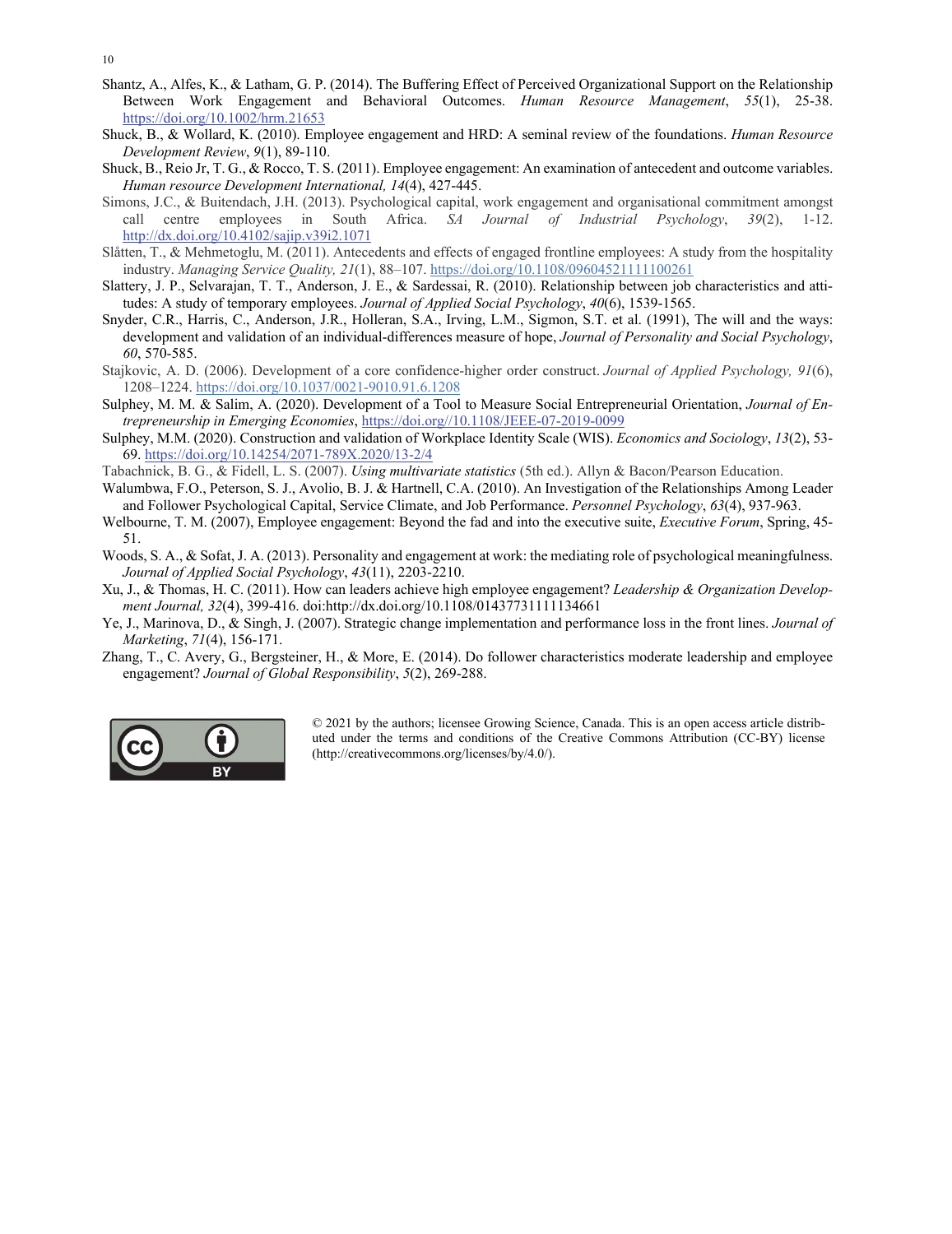Shantz, A., Alfes, K., & Latham, G. P. (2014). The Buffering Effect of Perceived Organizational Support on the Relationship Between Work Engagement and Behavioral Outcomes. *Human Resource Management*, *55*(1), 25-38. https://doi.org/10.1002/hrm.21653

Shuck, B., & Wollard, K. (2010). Employee engagement and HRD: A seminal review of the foundations. *Human Resource Development Review*, *9*(1), 89-110.

Shuck, B., Reio Jr, T. G., & Rocco, T. S. (2011). Employee engagement: An examination of antecedent and outcome variables. *Human resource Development International, 14*(4), 427-445.

Simons, J.C., & Buitendach, J.H. (2013). Psychological capital, work engagement and organisational commitment amongst call centre employees in South Africa. *SA Journal of Industrial Psychology*, *39*(2), 1-12. http://dx.doi.org/10.4102/sajip.v39i2.1071

Slåtten, T., & Mehmetoglu, M. (2011). Antecedents and effects of engaged frontline employees: A study from the hospitality industry. *Managing Service Quality, 21*(1), 88–107. https://doi.org/10.1108/09604521111100261

Slattery, J. P., Selvarajan, T. T., Anderson, J. E., & Sardessai, R. (2010). Relationship between job characteristics and attitudes: A study of temporary employees. *Journal of Applied Social Psychology*, *40*(6), 1539-1565.

Snyder, C.R., Harris, C., Anderson, J.R., Holleran, S.A., Irving, L.M., Sigmon, S.T. et al. (1991), The will and the ways: development and validation of an individual-differences measure of hope, *Journal of Personality and Social Psychology*, *60*, 570-585.

Stajkovic, A. D. (2006). Development of a core confidence-higher order construct. *Journal of Applied Psychology, 91*(6), 1208–1224. https://doi.org/10.1037/0021-9010.91.6.1208

Sulphey, M. M. & Salim, A. (2020). Development of a Tool to Measure Social Entrepreneurial Orientation, *Journal of Entrepreneurship in Emerging Economies*, https://doi.org//10.1108/JEEE-07-2019-0099

Sulphey, M.M. (2020). Construction and validation of Workplace Identity Scale (WIS). *Economics and Sociology*, *13*(2), 53-69. https://doi.org/10.14254/2071-789X.2020/13-2/4

Tabachnick, B. G., & Fidell, L. S. (2007). *Using multivariate statistics* (5th ed.). Allyn & Bacon/Pearson Education.

Walumbwa, F.O., Peterson, S. J., Avolio, B. J. & Hartnell, C.A. (2010). An Investigation of the Relationships Among Leader and Follower Psychological Capital, Service Climate, and Job Performance. *Personnel Psychology*, *63*(4), 937-963.

Welbourne, T. M. (2007), Employee engagement: Beyond the fad and into the executive suite, *Executive Forum*, Spring, 45-51.

Woods, S. A., & Sofat, J. A. (2013). Personality and engagement at work: the mediating role of psychological meaningfulness. *Journal of Applied Social Psychology*, *43*(11), 2203-2210.

Xu, J., & Thomas, H. C. (2011). How can leaders achieve high employee engagement? *Leadership & Organization Development Journal, 32*(4), 399-416. doi:http://dx.doi.org/10.1108/01437731111134661

Ye, J., Marinova, D., & Singh, J. (2007). Strategic change implementation and performance loss in the front lines. *Journal of Marketing*, *71*(4), 156-171.

Zhang, T., C. Avery, G., Bergsteiner, H., & More, E. (2014). Do follower characteristics moderate leadership and employee engagement? *Journal of Global Responsibility*, *5*(2), 269-288.

© 2021 by the authors; licensee Growing Science, Canada. This is an open access article distributed under the terms and conditions of the Creative Commons Attribution (CC-BY) license (http://creativecommons.org/licenses/by/4.0/).